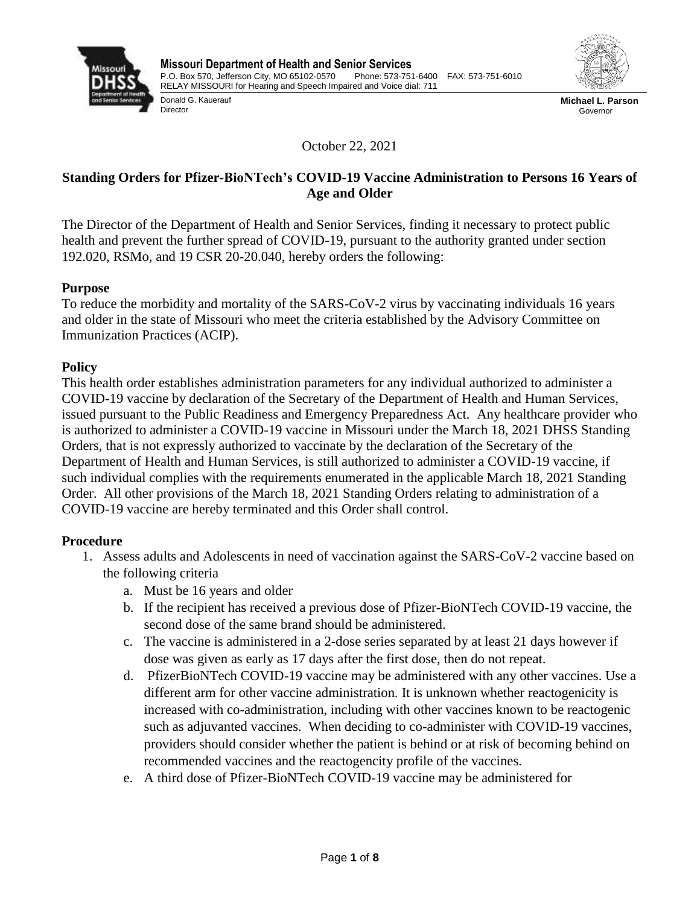**Missouri Department of Health and Senior Services**
P.O. Box 570, Jefferson City, MO 65102-0570 Phone: 573-751-6400 FAX: 573-751-6010
RELAY MISSOURI for Hearing and Speech Impaired and Voice dial: 711

Donald G. Kauerauf
Director

**Michael L. Parson**
Governor

October 22, 2021

## Standing Orders for Pfizer-BioNTech's COVID-19 Vaccine Administration to Persons 16 Years of Age and Older

The Director of the Department of Health and Senior Services, finding it necessary to protect public health and prevent the further spread of COVID-19, pursuant to the authority granted under section 192.020, RSMo, and 19 CSR 20-20.040, hereby orders the following:

### Purpose

To reduce the morbidity and mortality of the SARS-CoV-2 virus by vaccinating individuals 16 years and older in the state of Missouri who meet the criteria established by the Advisory Committee on Immunization Practices (ACIP).

### Policy

This health order establishes administration parameters for any individual authorized to administer a COVID-19 vaccine by declaration of the Secretary of the Department of Health and Human Services, issued pursuant to the Public Readiness and Emergency Preparedness Act. Any healthcare provider who is authorized to administer a COVID-19 vaccine in Missouri under the March 18, 2021 DHSS Standing Orders, that is not expressly authorized to vaccinate by the declaration of the Secretary of the Department of Health and Human Services, is still authorized to administer a COVID-19 vaccine, if such individual complies with the requirements enumerated in the applicable March 18, 2021 Standing Order. All other provisions of the March 18, 2021 Standing Orders relating to administration of a COVID-19 vaccine are hereby terminated and this Order shall control.

### Procedure

1. Assess adults and Adolescents in need of vaccination against the SARS-CoV-2 vaccine based on the following criteria
   a. Must be 16 years and older
   b. If the recipient has received a previous dose of Pfizer-BioNTech COVID-19 vaccine, the second dose of the same brand should be administered.
   c. The vaccine is administered in a 2-dose series separated by at least 21 days however if dose was given as early as 17 days after the first dose, then do not repeat.
   d. PfizerBioNTech COVID-19 vaccine may be administered with any other vaccines. Use a different arm for other vaccine administration. It is unknown whether reactogenicity is increased with co-administration, including with other vaccines known to be reactogenic such as adjuvanted vaccines. When deciding to co-administer with COVID-19 vaccines, providers should consider whether the patient is behind or at risk of becoming behind on recommended vaccines and the reactogencity profile of the vaccines.
   e. A third dose of Pfizer-BioNTech COVID-19 vaccine may be administered for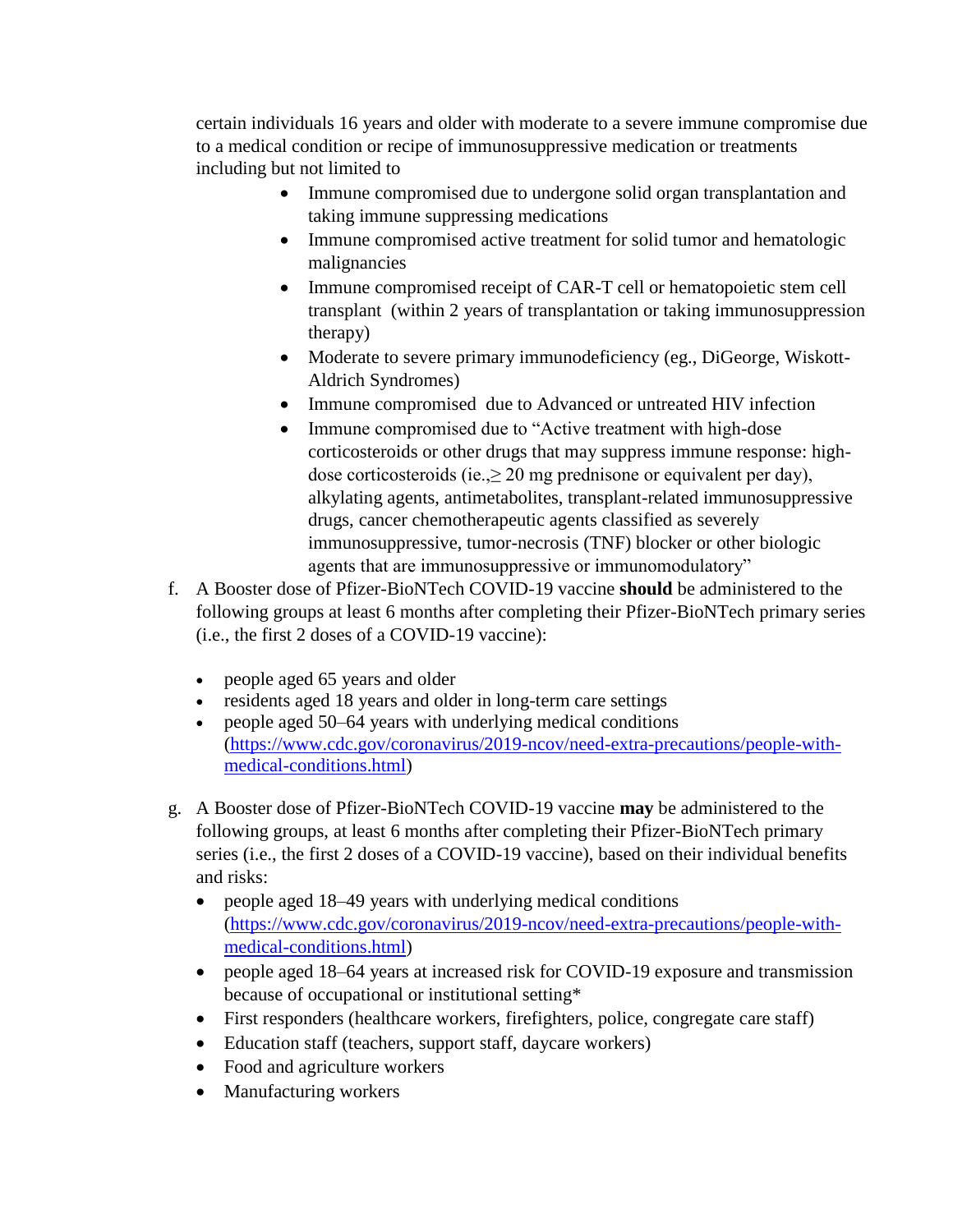certain individuals 16 years and older with moderate to a severe immune compromise due to a medical condition or recipe of immunosuppressive medication or treatments including but not limited to

- Immune compromised due to undergone solid organ transplantation and taking immune suppressing medications
- Immune compromised active treatment for solid tumor and hematologic malignancies
- Immune compromised receipt of CAR-T cell or hematopoietic stem cell transplant (within 2 years of transplantation or taking immunosuppression therapy)
- Moderate to severe primary immunodeficiency (eg., DiGeorge, Wiskott-Aldrich Syndromes)
- Immune compromised due to Advanced or untreated HIV infection
- Immune compromised due to "Active treatment with high-dose corticosteroids or other drugs that may suppress immune response: high-dose corticosteroids (ie.,≥ 20 mg prednisone or equivalent per day), alkylating agents, antimetabolites, transplant-related immunosuppressive drugs, cancer chemotherapeutic agents classified as severely immunosuppressive, tumor-necrosis (TNF) blocker or other biologic agents that are immunosuppressive or immunomodulatory"

f. A Booster dose of Pfizer-BioNTech COVID-19 vaccine **should** be administered to the following groups at least 6 months after completing their Pfizer-BioNTech primary series (i.e., the first 2 doses of a COVID-19 vaccine):

- people aged 65 years and older
- residents aged 18 years and older in long-term care settings
- people aged 50–64 years with underlying medical conditions (https://www.cdc.gov/coronavirus/2019-ncov/need-extra-precautions/people-with-medical-conditions.html)

g. A Booster dose of Pfizer-BioNTech COVID-19 vaccine **may** be administered to the following groups, at least 6 months after completing their Pfizer-BioNTech primary series (i.e., the first 2 doses of a COVID-19 vaccine), based on their individual benefits and risks:

- people aged 18–49 years with underlying medical conditions (https://www.cdc.gov/coronavirus/2019-ncov/need-extra-precautions/people-with-medical-conditions.html)
- people aged 18–64 years at increased risk for COVID-19 exposure and transmission because of occupational or institutional setting*
- First responders (healthcare workers, firefighters, police, congregate care staff)
- Education staff (teachers, support staff, daycare workers)
- Food and agriculture workers
- Manufacturing workers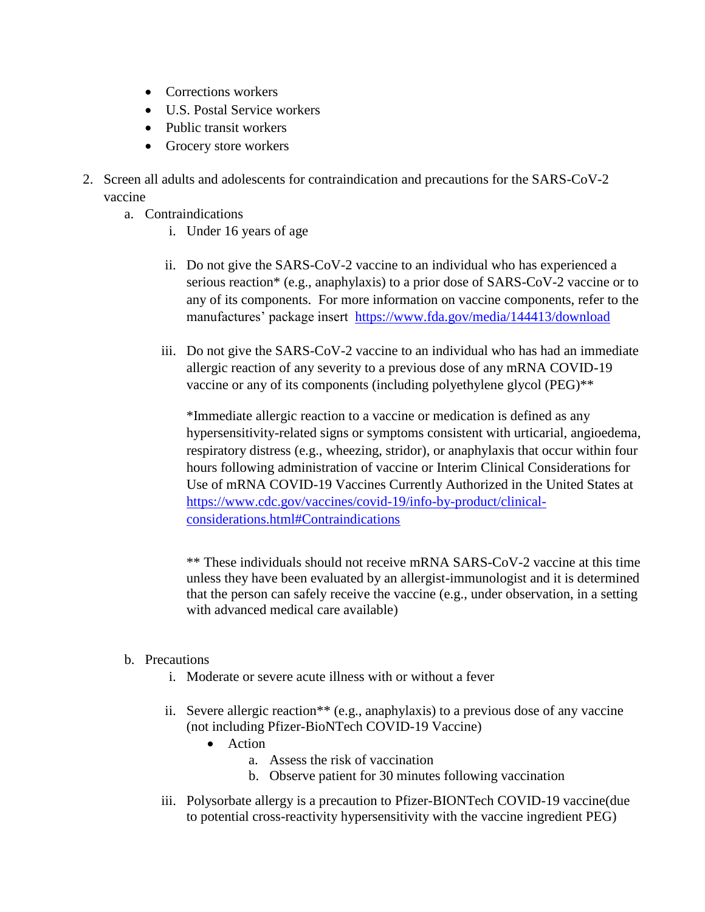- Corrections workers
- U.S. Postal Service workers
- Public transit workers
- Grocery store workers

2. Screen all adults and adolescents for contraindication and precautions for the SARS-CoV-2 vaccine
   a. Contraindications
      i. Under 16 years of age

      ii. Do not give the SARS-CoV-2 vaccine to an individual who has experienced a serious reaction* (e.g., anaphylaxis) to a prior dose of SARS-CoV-2 vaccine or to any of its components. For more information on vaccine components, refer to the manufactures' package insert [https://www.fda.gov/media/144413/download](https://www.fda.gov/media/144413/download)

      iii. Do not give the SARS-CoV-2 vaccine to an individual who has had an immediate allergic reaction of any severity to a previous dose of any mRNA COVID-19 vaccine or any of its components (including polyethylene glycol (PEG)**

      *Immediate allergic reaction to a vaccine or medication is defined as any hypersensitivity-related signs or symptoms consistent with urticarial, angioedema, respiratory distress (e.g., wheezing, stridor), or anaphylaxis that occur within four hours following administration of vaccine or Interim Clinical Considerations for Use of mRNA COVID-19 Vaccines Currently Authorized in the United States at [https://www.cdc.gov/vaccines/covid-19/info-by-product/clinical-considerations.html#Contraindications](https://www.cdc.gov/vaccines/covid-19/info-by-product/clinical-considerations.html#Contraindications)

      ** These individuals should not receive mRNA SARS-CoV-2 vaccine at this time unless they have been evaluated by an allergist-immunologist and it is determined that the person can safely receive the vaccine (e.g., under observation, in a setting with advanced medical care available)

   b. Precautions
      i. Moderate or severe acute illness with or without a fever

      ii. Severe allergic reaction** (e.g., anaphylaxis) to a previous dose of any vaccine (not including Pfizer-BioNTech COVID-19 Vaccine)
         - Action
            a. Assess the risk of vaccination
            b. Observe patient for 30 minutes following vaccination

      iii. Polysorbate allergy is a precaution to Pfizer-BIONTech COVID-19 vaccine(due to potential cross-reactivity hypersensitivity with the vaccine ingredient PEG)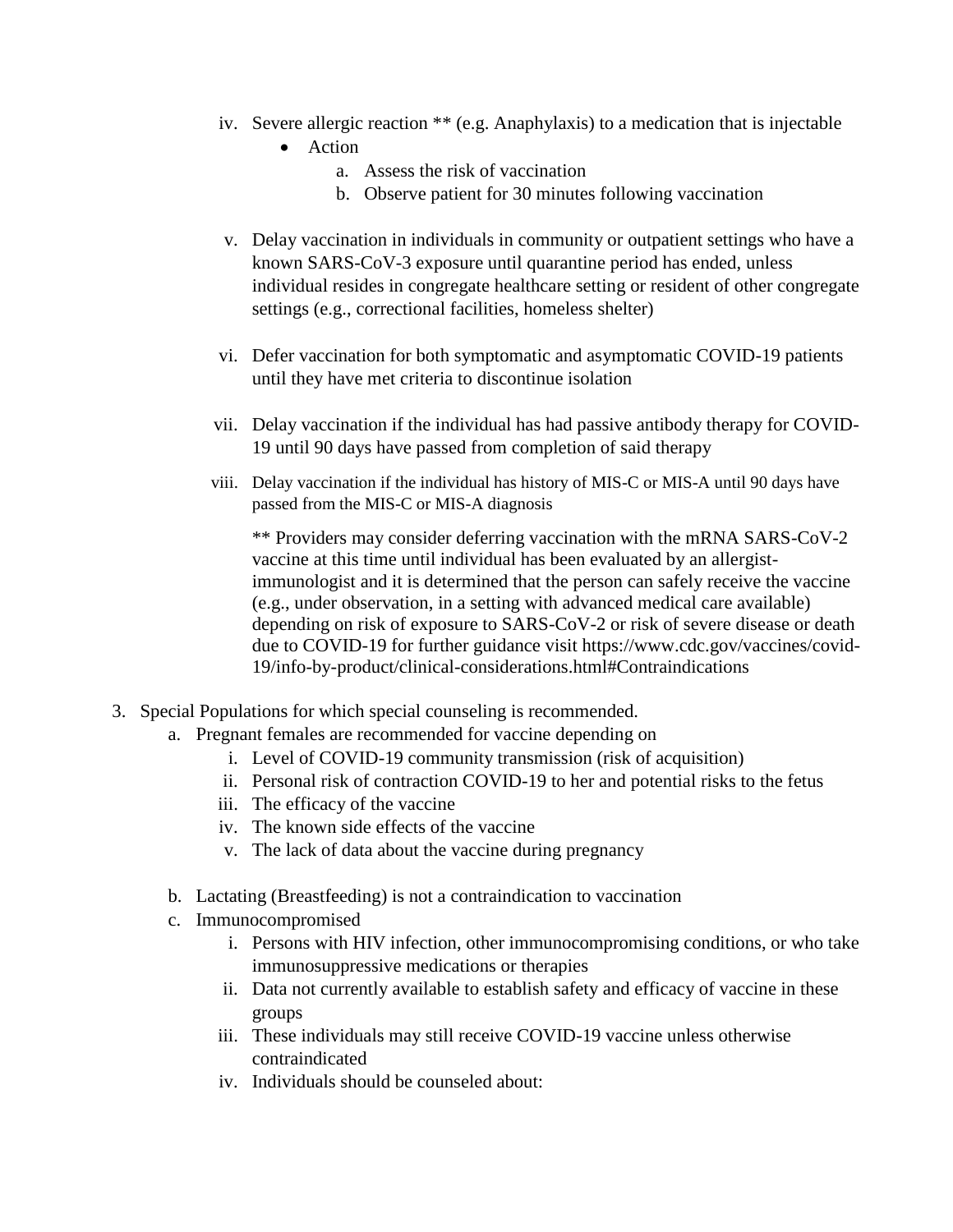iv. Severe allergic reaction ** (e.g. Anaphylaxis) to a medication that is injectable
   - Action
      a. Assess the risk of vaccination
      b. Observe patient for 30 minutes following vaccination

v. Delay vaccination in individuals in community or outpatient settings who have a known SARS-CoV-3 exposure until quarantine period has ended, unless individual resides in congregate healthcare setting or resident of other congregate settings (e.g., correctional facilities, homeless shelter)

vi. Defer vaccination for both symptomatic and asymptomatic COVID-19 patients until they have met criteria to discontinue isolation

vii. Delay vaccination if the individual has had passive antibody therapy for COVID-19 until 90 days have passed from completion of said therapy

viii. Delay vaccination if the individual has history of MIS-C or MIS-A until 90 days have passed from the MIS-C or MIS-A diagnosis

** Providers may consider deferring vaccination with the mRNA SARS-CoV-2 vaccine at this time until individual has been evaluated by an allergist-immunologist and it is determined that the person can safely receive the vaccine (e.g., under observation, in a setting with advanced medical care available) depending on risk of exposure to SARS-CoV-2 or risk of severe disease or death due to COVID-19 for further guidance visit https://www.cdc.gov/vaccines/covid-19/info-by-product/clinical-considerations.html#Contraindications

3. Special Populations for which special counseling is recommended.
   a. Pregnant females are recommended for vaccine depending on
      i. Level of COVID-19 community transmission (risk of acquisition)
      ii. Personal risk of contraction COVID-19 to her and potential risks to the fetus
      iii. The efficacy of the vaccine
      iv. The known side effects of the vaccine
      v. The lack of data about the vaccine during pregnancy

   b. Lactating (Breastfeeding) is not a contraindication to vaccination
   c. Immunocompromised
      i. Persons with HIV infection, other immunocompromising conditions, or who take immunosuppressive medications or therapies
      ii. Data not currently available to establish safety and efficacy of vaccine in these groups
      iii. These individuals may still receive COVID-19 vaccine unless otherwise contraindicated
      iv. Individuals should be counseled about: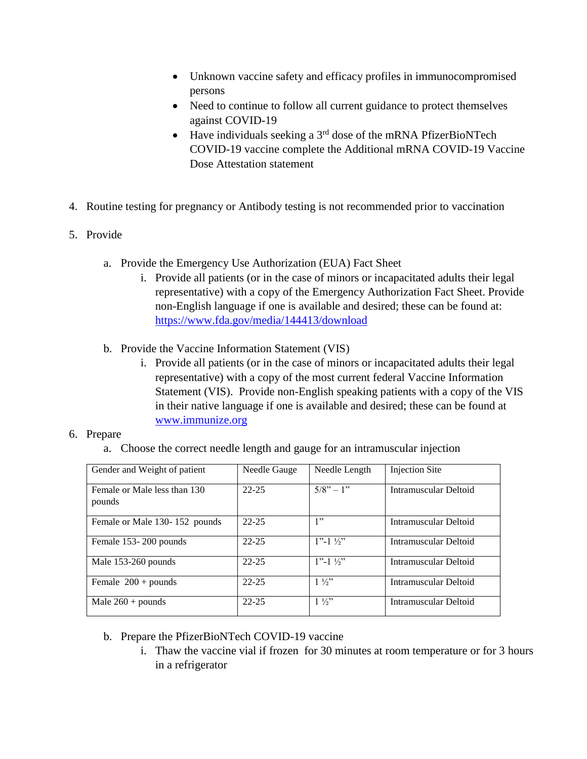- Unknown vaccine safety and efficacy profiles in immunocompromised persons
- Need to continue to follow all current guidance to protect themselves against COVID-19
- Have individuals seeking a 3rd dose of the mRNA PfizerBioNTech COVID-19 vaccine complete the Additional mRNA COVID-19 Vaccine Dose Attestation statement

4. Routine testing for pregnancy or Antibody testing is not recommended prior to vaccination

5. Provide

   a. Provide the Emergency Use Authorization (EUA) Fact Sheet

      i. Provide all patients (or in the case of minors or incapacitated adults their legal representative) with a copy of the Emergency Authorization Fact Sheet. Provide non-English language if one is available and desired; these can be found at: https://www.fda.gov/media/144413/download

   b. Provide the Vaccine Information Statement (VIS)

      i. Provide all patients (or in the case of minors or incapacitated adults their legal representative) with a copy of the most current federal Vaccine Information Statement (VIS). Provide non-English speaking patients with a copy of the VIS in their native language if one is available and desired; these can be found at www.immunize.org

6. Prepare

   a. Choose the correct needle length and gauge for an intramuscular injection

| Gender and Weight of patient | Needle Gauge | Needle Length | Injection Site |
|---|---|---|---|
| Female or Male less than 130 pounds | 22-25 | 5/8" – 1" | Intramuscular Deltoid |
| Female or Male 130- 152 pounds | 22-25 | 1" | Intramuscular Deltoid |
| Female 153- 200 pounds | 22-25 | 1"-1 ½" | Intramuscular Deltoid |
| Male 153-260 pounds | 22-25 | 1"-1 ½" | Intramuscular Deltoid |
| Female 200 + pounds | 22-25 | 1 ½" | Intramuscular Deltoid |
| Male 260 + pounds | 22-25 | 1 ½" | Intramuscular Deltoid |

   b. Prepare the PfizerBioNTech COVID-19 vaccine

      i. Thaw the vaccine vial if frozen for 30 minutes at room temperature or for 3 hours in a refrigerator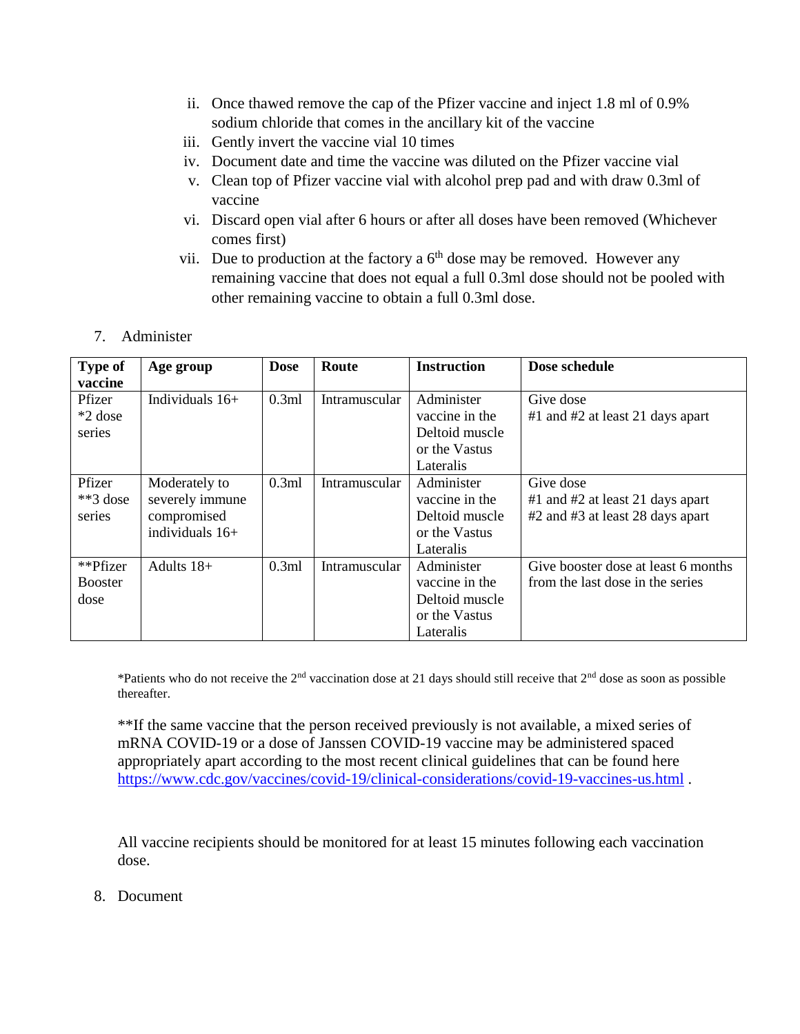ii. Once thawed remove the cap of the Pfizer vaccine and inject 1.8 ml of 0.9% sodium chloride that comes in the ancillary kit of the vaccine
iii. Gently invert the vaccine vial 10 times
iv. Document date and time the vaccine was diluted on the Pfizer vaccine vial
v. Clean top of Pfizer vaccine vial with alcohol prep pad and with draw 0.3ml of vaccine
vi. Discard open vial after 6 hours or after all doses have been removed (Whichever comes first)
vii. Due to production at the factory a 6th dose may be removed. However any remaining vaccine that does not equal a full 0.3ml dose should not be pooled with other remaining vaccine to obtain a full 0.3ml dose.

7. Administer

| Type of vaccine | Age group | Dose | Route | Instruction | Dose schedule |
|---|---|---|---|---|---|
| Pfizer *2 dose series | Individuals 16+ | 0.3ml | Intramuscular | Administer vaccine in the Deltoid muscle or the Vastus Lateralis | Give dose #1 and #2 at least 21 days apart |
| Pfizer **3 dose series | Moderately to severely immune compromised individuals 16+ | 0.3ml | Intramuscular | Administer vaccine in the Deltoid muscle or the Vastus Lateralis | Give dose #1 and #2 at least 21 days apart #2 and #3 at least 28 days apart |
| **Pfizer Booster dose | Adults 18+ | 0.3ml | Intramuscular | Administer vaccine in the Deltoid muscle or the Vastus Lateralis | Give booster dose at least 6 months from the last dose in the series |

*Patients who do not receive the 2nd vaccination dose at 21 days should still receive that 2nd dose as soon as possible thereafter.

**If the same vaccine that the person received previously is not available, a mixed series of mRNA COVID-19 or a dose of Janssen COVID-19 vaccine may be administered spaced appropriately apart according to the most recent clinical guidelines that can be found here https://www.cdc.gov/vaccines/covid-19/clinical-considerations/covid-19-vaccines-us.html .

All vaccine recipients should be monitored for at least 15 minutes following each vaccination dose.

8. Document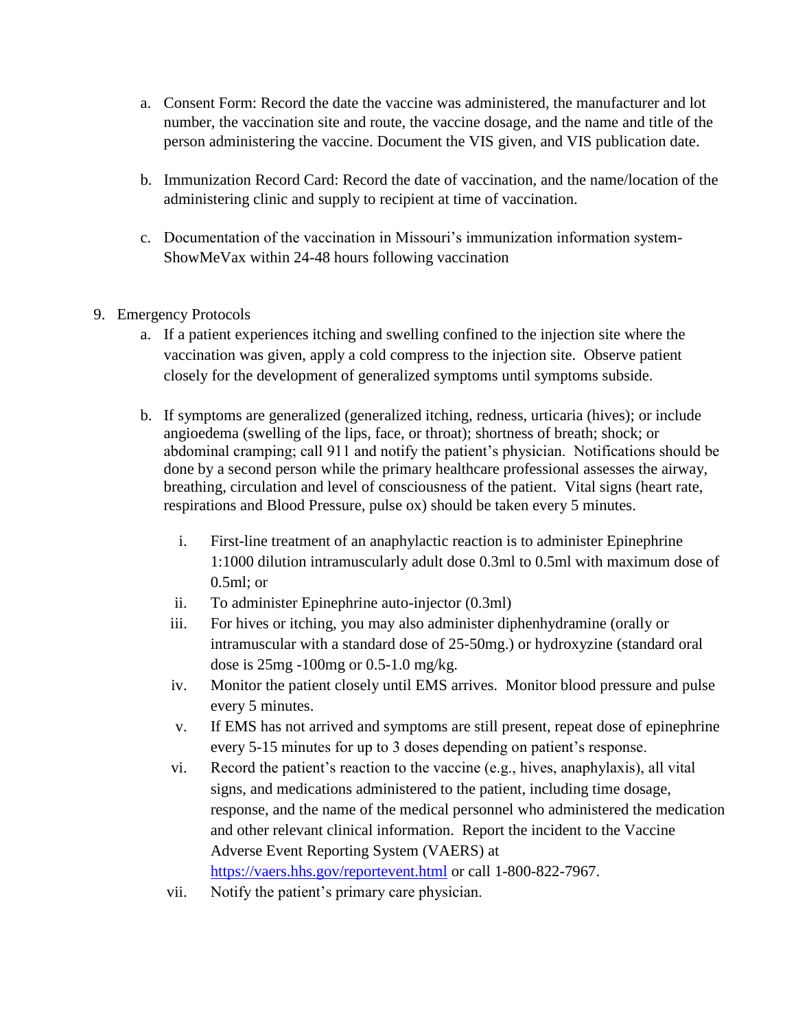a. Consent Form: Record the date the vaccine was administered, the manufacturer and lot number, the vaccination site and route, the vaccine dosage, and the name and title of the person administering the vaccine. Document the VIS given, and VIS publication date.

b. Immunization Record Card: Record the date of vaccination, and the name/location of the administering clinic and supply to recipient at time of vaccination.

c. Documentation of the vaccination in Missouri's immunization information system-ShowMeVax within 24-48 hours following vaccination

9. Emergency Protocols

   a. If a patient experiences itching and swelling confined to the injection site where the vaccination was given, apply a cold compress to the injection site. Observe patient closely for the development of generalized symptoms until symptoms subside.

   b. If symptoms are generalized (generalized itching, redness, urticaria (hives); or include angioedema (swelling of the lips, face, or throat); shortness of breath; shock; or abdominal cramping; call 911 and notify the patient's physician. Notifications should be done by a second person while the primary healthcare professional assesses the airway, breathing, circulation and level of consciousness of the patient. Vital signs (heart rate, respirations and Blood Pressure, pulse ox) should be taken every 5 minutes.

      i. First-line treatment of an anaphylactic reaction is to administer Epinephrine 1:1000 dilution intramuscularly adult dose 0.3ml to 0.5ml with maximum dose of 0.5ml; or
      ii. To administer Epinephrine auto-injector (0.3ml)
      iii. For hives or itching, you may also administer diphenhydramine (orally or intramuscular with a standard dose of 25-50mg.) or hydroxyzine (standard oral dose is 25mg -100mg or 0.5-1.0 mg/kg.
      iv. Monitor the patient closely until EMS arrives. Monitor blood pressure and pulse every 5 minutes.
      v. If EMS has not arrived and symptoms are still present, repeat dose of epinephrine every 5-15 minutes for up to 3 doses depending on patient's response.
      vi. Record the patient's reaction to the vaccine (e.g., hives, anaphylaxis), all vital signs, and medications administered to the patient, including time dosage, response, and the name of the medical personnel who administered the medication and other relevant clinical information. Report the incident to the Vaccine Adverse Event Reporting System (VAERS) at https://vaers.hhs.gov/reportevent.html or call 1-800-822-7967.
      vii. Notify the patient's primary care physician.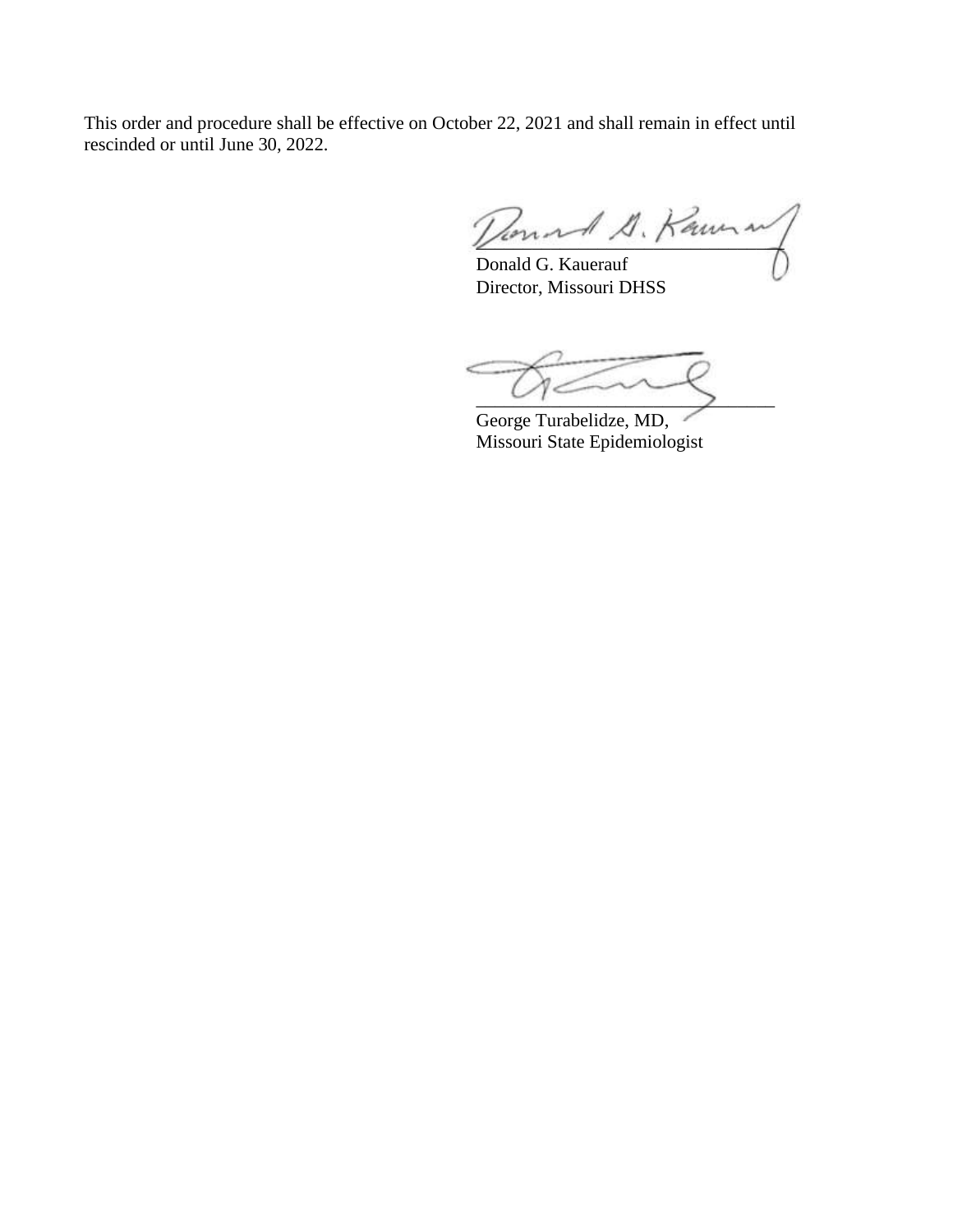This order and procedure shall be effective on October 22, 2021 and shall remain in effect until rescinded or until June 30, 2022.

Donald G. Kauerauf  
Director, Missouri DHSS

George Turabelidze, MD,  
Missouri State Epidemiologist